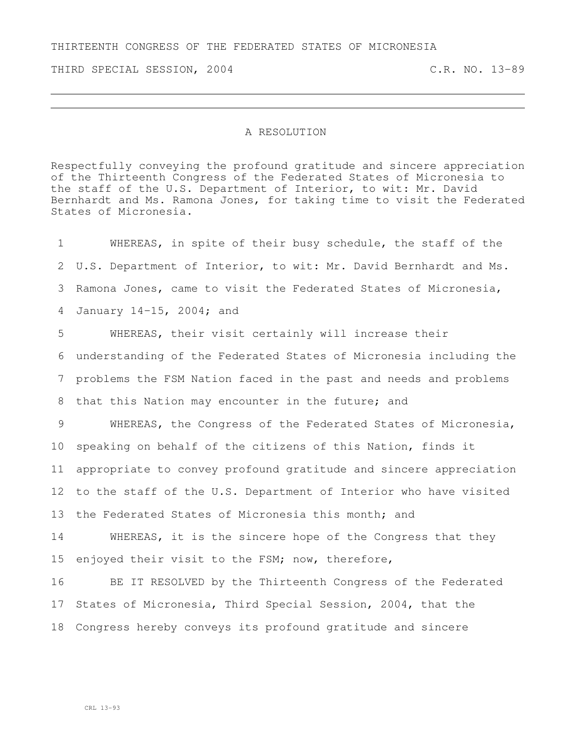THIRTEENTH CONGRESS OF THE FEDERATED STATES OF MICRONESIA

THIRD SPECIAL SESSION, 2004 C.R. NO. 13-89

# A RESOLUTION

Respectfully conveying the profound gratitude and sincere appreciation of the Thirteenth Congress of the Federated States of Micronesia to the staff of the U.S. Department of Interior, to wit: Mr. David Bernhardt and Ms. Ramona Jones, for taking time to visit the Federated States of Micronesia.

1 WHEREAS, in spite of their busy schedule, the staff of the
2 U.S. Department of Interior, to wit: Mr. David Bernhardt and Ms.
3 Ramona Jones, came to visit the Federated States of Micronesia,
4 January 14-15, 2004; and
5 WHEREAS, their visit certainly will increase their
6 understanding of the Federated States of Micronesia including the
7 problems the FSM Nation faced in the past and needs and problems
8 that this Nation may encounter in the future; and
9 WHEREAS, the Congress of the Federated States of Micronesia,
10 speaking on behalf of the citizens of this Nation, finds it
11 appropriate to convey profound gratitude and sincere appreciation
12 to the staff of the U.S. Department of Interior who have visited
13 the Federated States of Micronesia this month; and
14 WHEREAS, it is the sincere hope of the Congress that they
15 enjoyed their visit to the FSM; now, therefore,
16 BE IT RESOLVED by the Thirteenth Congress of the Federated
17 States of Micronesia, Third Special Session, 2004, that the
18 Congress hereby conveys its profound gratitude and sincere

CRL 13-93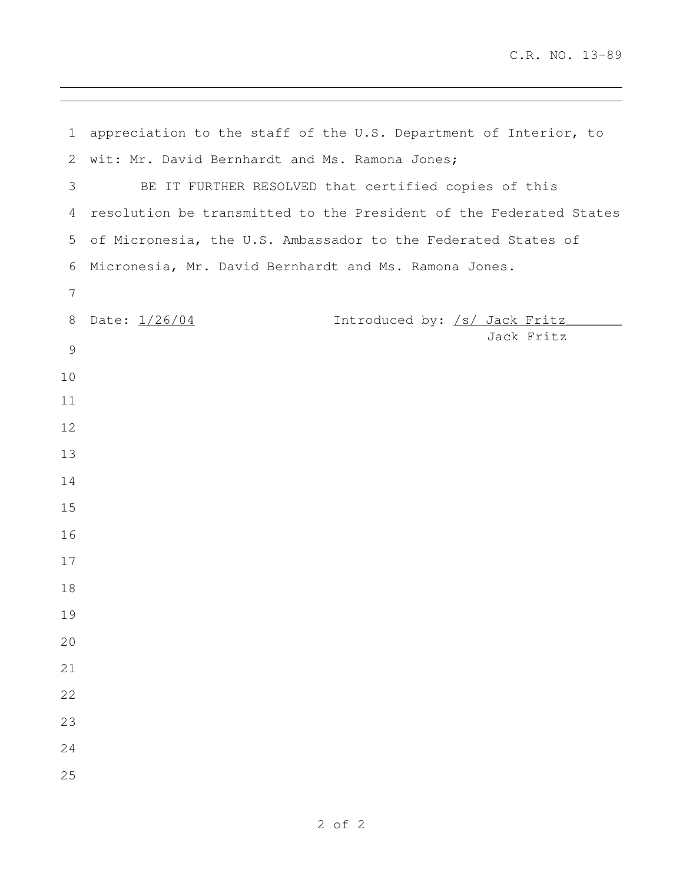appreciation to the staff of the U.S. Department of Interior, to wit: Mr. David Bernhardt and Ms. Ramona Jones;

BE IT FURTHER RESOLVED that certified copies of this resolution be transmitted to the President of the Federated States of Micronesia, the U.S. Ambassador to the Federated States of Micronesia, Mr. David Bernhardt and Ms. Ramona Jones.

Date: 1/26/04

Introduced by: /s/ Jack Fritz
Jack Fritz